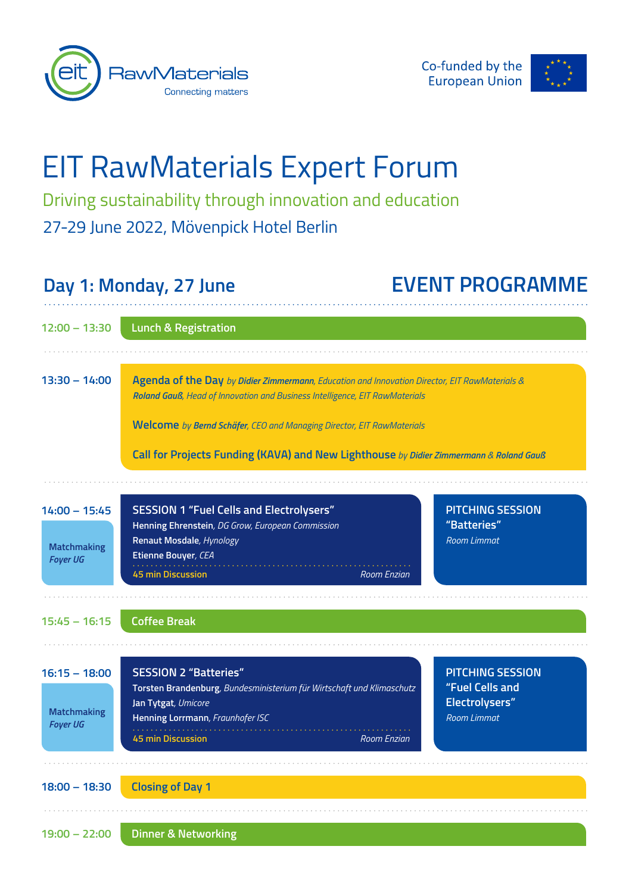EIT RawMaterials
Connecting matters

Co-funded by the European Union

# EIT RawMaterials Expert Forum

## Driving sustainability through innovation and education

27-29 June 2022, Mövenpick Hotel Berlin

## Day 1: Monday, 27 June

## EVENT PROGRAMME

**12:00 – 13:30** Lunch & Registration

**13:30 – 14:00**

**Agenda of the Day** *by **Didier Zimmermann**, Education and Innovation Director, EIT RawMaterials & **Roland Gauß**, Head of Innovation and Business Intelligence, EIT RawMaterials*

**Welcome** *by **Bernd Schäfer**, CEO and Managing Director, EIT RawMaterials*

**Call for Projects Funding (KAVA) and New Lighthouse** *by **Didier Zimmermann** & **Roland Gauß***

**14:00 – 15:45**

Matchmaking *Foyer UG*

**SESSION 1 "Fuel Cells and Electrolysers"**
**Henning Ehrenstein**, *DG Grow, European Commission*
**Renaut Mosdale**, *Hynology*
**Etienne Bouyer**, *CEA*
45 min Discussion — *Room Enzian*

**PITCHING SESSION "Batteries"**
*Room Limmat*

**15:45 – 16:15** Coffee Break

**16:15 – 18:00**

Matchmaking *Foyer UG*

**SESSION 2 "Batteries"**
**Torsten Brandenburg**, *Bundesministerium für Wirtschaft und Klimaschutz*
**Jan Tytgat**, *Umicore*
**Henning Lorrmann**, *Fraunhofer ISC*
45 min Discussion — *Room Enzian*

**PITCHING SESSION "Fuel Cells and Electrolysers"**
*Room Limmat*

**18:00 – 18:30** Closing of Day 1

**19:00 – 22:00** Dinner & Networking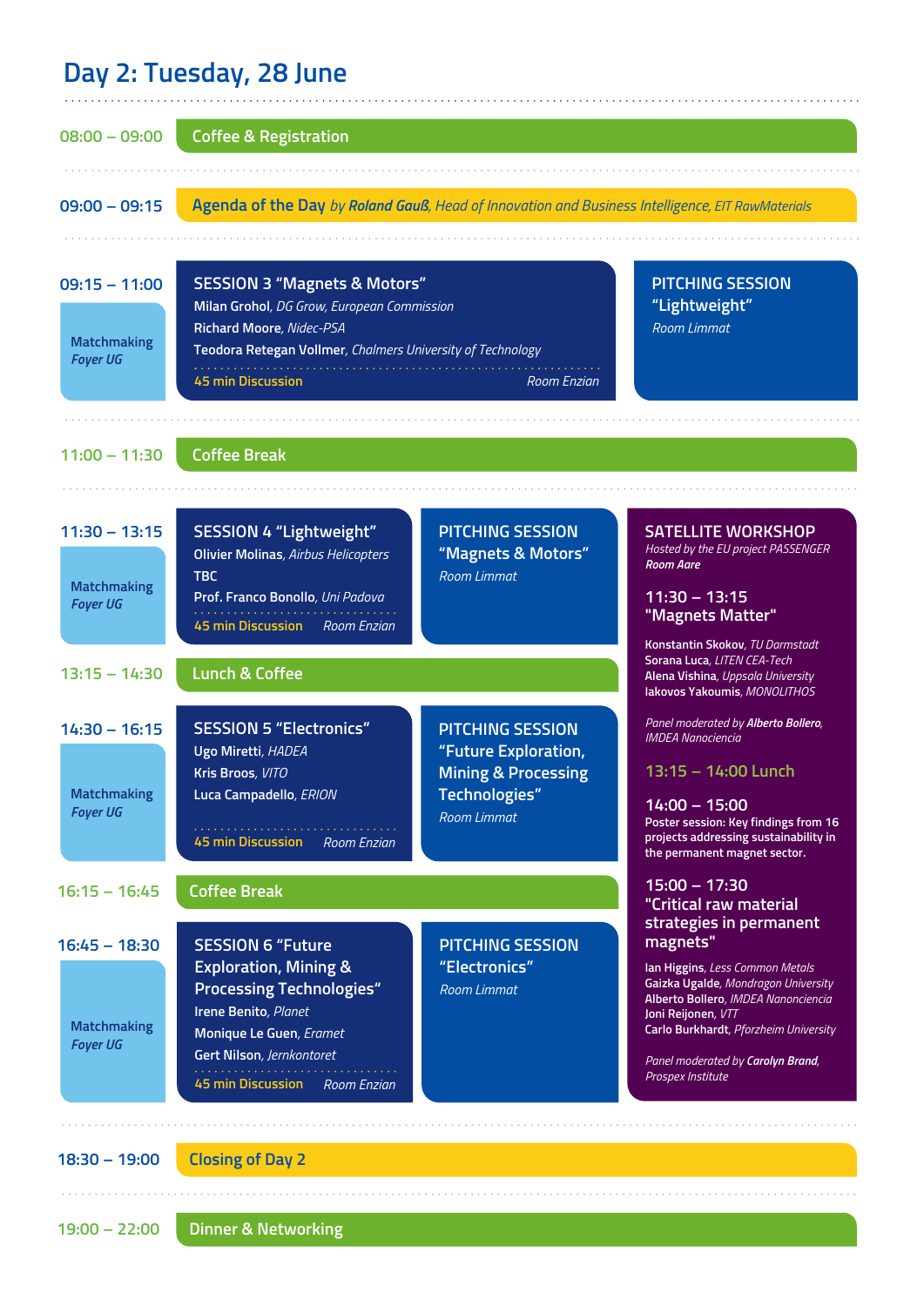## Day 2: Tuesday, 28 June

**08:00 – 09:00** Coffee & Registration

**09:00 – 09:15** Agenda of the Day *by **Roland Gauß**, Head of Innovation and Business Intelligence, EIT RawMaterials*

**09:15 – 11:00**

Matchmaking
*Foyer UG*

**SESSION 3 "Magnets & Motors"**
- **Milan Grohol**, *DG Grow, European Commission*
- **Richard Moore**, *Nidec-PSA*
- **Teodora Retegan Vollmer**, *Chalmers University of Technology*

45 min Discussion — *Room Enzian*

**PITCHING SESSION "Lightweight"**
*Room Limmat*

**11:00 – 11:30** Coffee Break

**11:30 – 13:15**

Matchmaking
*Foyer UG*

**SESSION 4 "Lightweight"**
- **Olivier Molinas**, *Airbus Helicopters*
- **TBC**
- **Prof. Franco Bonollo**, *Uni Padova*

45 min Discussion — *Room Enzian*

**PITCHING SESSION "Magnets & Motors"**
*Room Limmat*

**13:15 – 14:30** Lunch & Coffee

**14:30 – 16:15**

Matchmaking
*Foyer UG*

**SESSION 5 "Electronics"**
- **Ugo Miretti**, *HADEA*
- **Kris Broos**, *VITO*
- **Luca Campadello**, *ERION*

45 min Discussion — *Room Enzian*

**PITCHING SESSION "Future Exploration, Mining & Processing Technologies"**
*Room Limmat*

**16:15 – 16:45** Coffee Break

**16:45 – 18:30**

Matchmaking
*Foyer UG*

**SESSION 6 "Future Exploration, Mining & Processing Technologies"**
- **Irene Benito**, *Planet*
- **Monique Le Guen**, *Eramet*
- **Gert Nilson**, *Jernkontoret*

45 min Discussion — *Room Enzian*

**PITCHING SESSION "Electronics"**
*Room Limmat*

**SATELLITE WORKSHOP**
*Hosted by the EU project PASSENGER*
***Room Aare***

**11:30 – 13:15**
**"Magnets Matter"**
- **Konstantin Skokov**, *TU Darmstadt*
- **Sorana Luca**, *LITEN CEA-Tech*
- **Alena Vishina**, *Uppsala University*
- **Iakovos Yakoumis**, *MONOLITHOS*

*Panel moderated by **Alberto Bollero**, IMDEA Nanociencia*

**13:15 – 14:00 Lunch**

**14:00 – 15:00**
Poster session: Key findings from 16 projects addressing sustainability in the permanent magnet sector.

**15:00 – 17:30**
**"Critical raw material strategies in permanent magnets"**
- **Ian Higgins**, *Less Common Metals*
- **Gaizka Ugalde**, *Mondragon University*
- **Alberto Bollero**, *IMDEA Nanonciencia*
- **Joni Reijonen**, *VTT*
- **Carlo Burkhardt**, *Pforzheim University*

*Panel moderated by **Carolyn Brand**, Prospex Institute*

**18:30 – 19:00** Closing of Day 2

**19:00 – 22:00** Dinner & Networking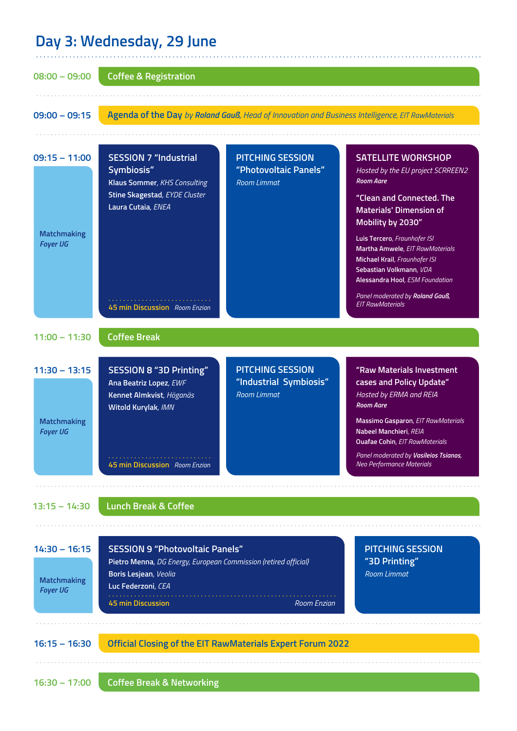# Day 3: Wednesday, 29 June

**08:00 – 09:00** Coffee & Registration

**09:00 – 09:15** **Agenda of the Day** *by* ***Roland Gauß****, Head of Innovation and Business Intelligence, EIT RawMaterials*

**09:15 – 11:00**

Matchmaking
*Foyer UG*

**SESSION 7 "Industrial Symbiosis"**

**Klaus Sommer**, *KHS Consulting*
**Stine Skagestad**, *EYDE Cluster*
**Laura Cutaia**, *ENEA*

45 min Discussion *Room Enzian*

**PITCHING SESSION "Photovoltaic Panels"**
*Room Limmat*

**SATELLITE WORKSHOP**
*Hosted by the EU project SCRREEN2*
***Room Aare***

**"Clean and Connected. The Materials' Dimension of Mobility by 2030"**

**Luis Tercero**, *Fraunhofer ISI*
**Martha Amwele**, *EIT RawMaterials*
**Michael Krail**, *Fraunhofer ISI*
**Sebastian Volkmann**, *VDA*
**Alessandra Hool**, *ESM Foundation*

*Panel moderated by* ***Roland Gauß****, EIT RawMaterials*

**11:00 – 11:30** Coffee Break

**11:30 – 13:15**

Matchmaking
*Foyer UG*

**SESSION 8 "3D Printing"**

**Ana Beatriz Lopez**, *EWF*
**Kennet Almkvist**, *Höganäs*
**Witold Kurylak**, *IMN*

45 min Discussion *Room Enzian*

**PITCHING SESSION "Industrial Symbiosis"**
*Room Limmat*

**"Raw Materials Investment cases and Policy Update"**
*Hosted by ERMA and REIA*
***Room Aare***

**Massimo Gasparon**, *EIT RawMaterials*
**Nabeel Manchieri**, *REIA*
**Ouafae Cohin**, *EIT RawMaterials*

*Panel moderated by* ***Vasileios Tsianos****, Neo Performance Materials*

**13:15 – 14:30** Lunch Break & Coffee

**14:30 – 16:15**

Matchmaking
*Foyer UG*

**SESSION 9 "Photovoltaic Panels"**

**Pietro Menna**, *DG Energy, European Commission (retired official)*
**Boris Lesjean**, *Veolia*
**Luc Federzoni**, *CEA*

45 min Discussion *Room Enzian*

**PITCHING SESSION "3D Printing"**
*Room Limmat*

**16:15 – 16:30** **Official Closing of the EIT RawMaterials Expert Forum 2022**

**16:30 – 17:00** Coffee Break & Networking